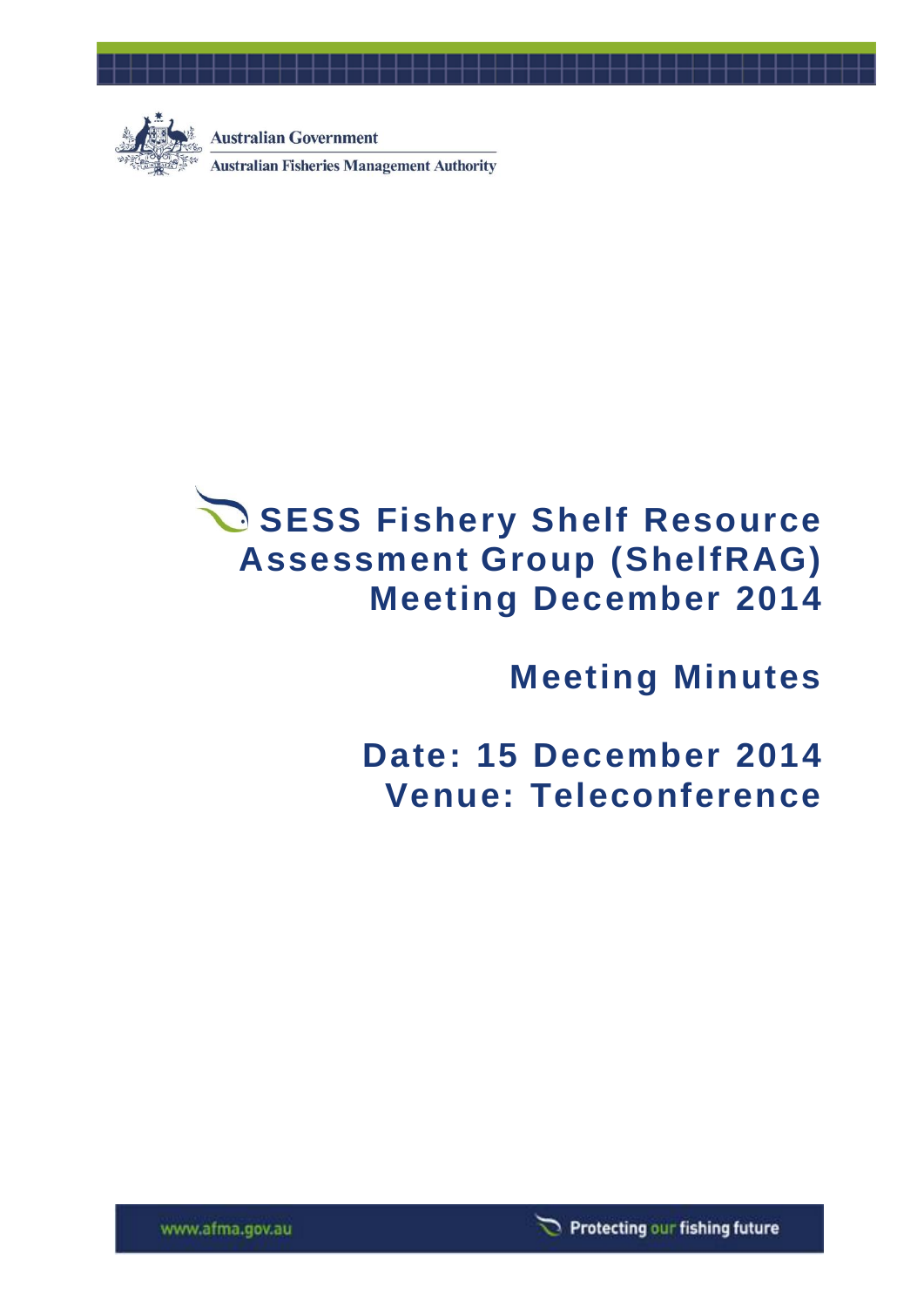Australian Government

Australian Fisheries Management Authority

# SESS Fishery Shelf Resource Assessment Group (ShelfRAG) Meeting December 2014

## Meeting Minutes

## Date: 15 December 2014
## Venue: Teleconference

www.afma.gov.au

Protecting our fishing future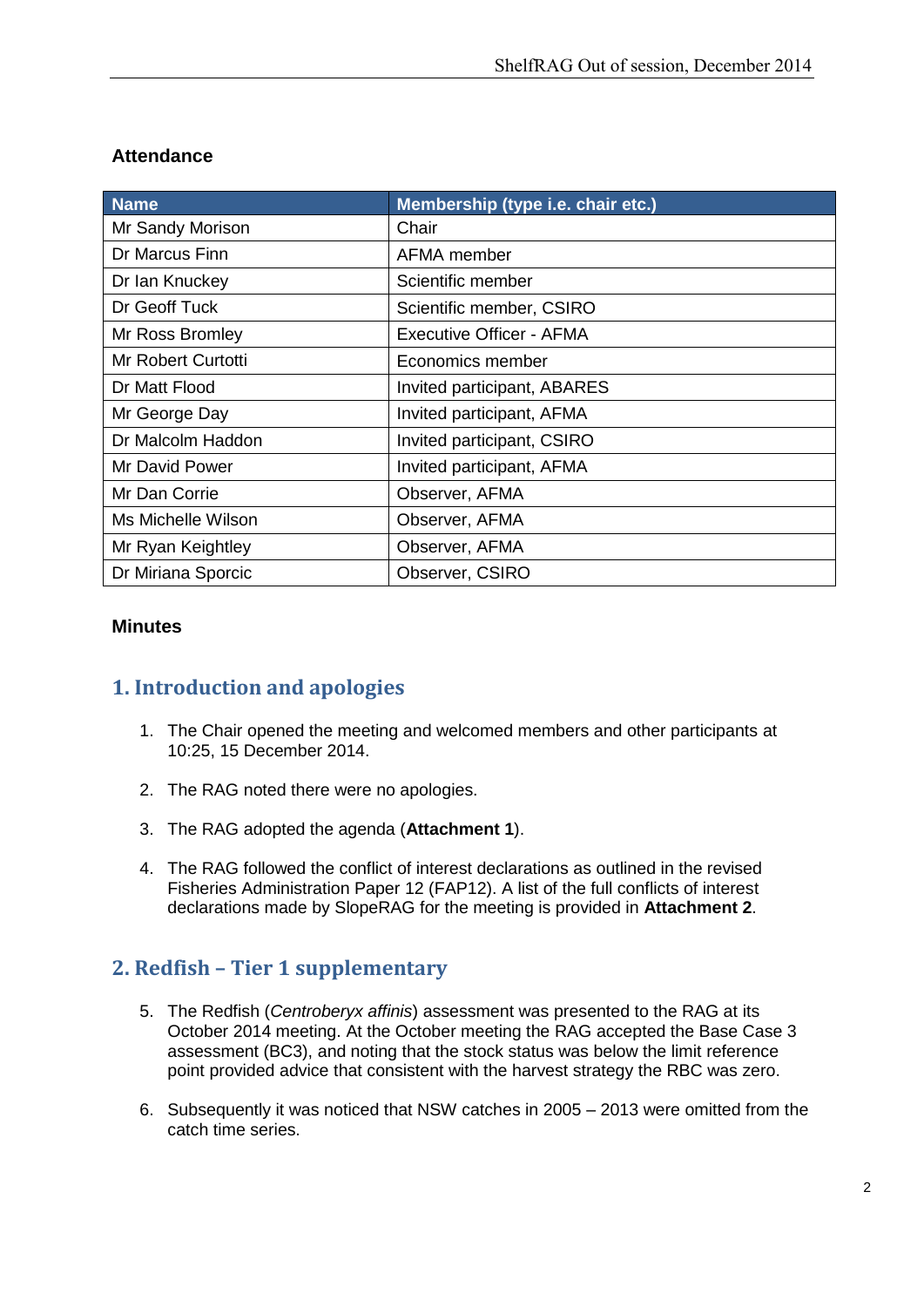### Attendance

| Name | Membership (type i.e. chair etc.) |
| --- | --- |
| Mr Sandy Morison | Chair |
| Dr Marcus Finn | AFMA member |
| Dr Ian Knuckey | Scientific member |
| Dr Geoff Tuck | Scientific member, CSIRO |
| Mr Ross Bromley | Executive Officer - AFMA |
| Mr Robert Curtotti | Economics member |
| Dr Matt Flood | Invited participant, ABARES |
| Mr George Day | Invited participant, AFMA |
| Dr Malcolm Haddon | Invited participant, CSIRO |
| Mr David Power | Invited participant, AFMA |
| Mr Dan Corrie | Observer, AFMA |
| Ms Michelle Wilson | Observer, AFMA |
| Mr Ryan Keightley | Observer, AFMA |
| Dr Miriana Sporcic | Observer, CSIRO |

### Minutes

## 1. Introduction and apologies

1. The Chair opened the meeting and welcomed members and other participants at 10:25, 15 December 2014.

2. The RAG noted there were no apologies.

3. The RAG adopted the agenda (**Attachment 1**).

4. The RAG followed the conflict of interest declarations as outlined in the revised Fisheries Administration Paper 12 (FAP12). A list of the full conflicts of interest declarations made by SlopeRAG for the meeting is provided in **Attachment 2**.

## 2. Redfish – Tier 1 supplementary

5. The Redfish (*Centroberyx affinis*) assessment was presented to the RAG at its October 2014 meeting. At the October meeting the RAG accepted the Base Case 3 assessment (BC3), and noting that the stock status was below the limit reference point provided advice that consistent with the harvest strategy the RBC was zero.

6. Subsequently it was noticed that NSW catches in 2005 – 2013 were omitted from the catch time series.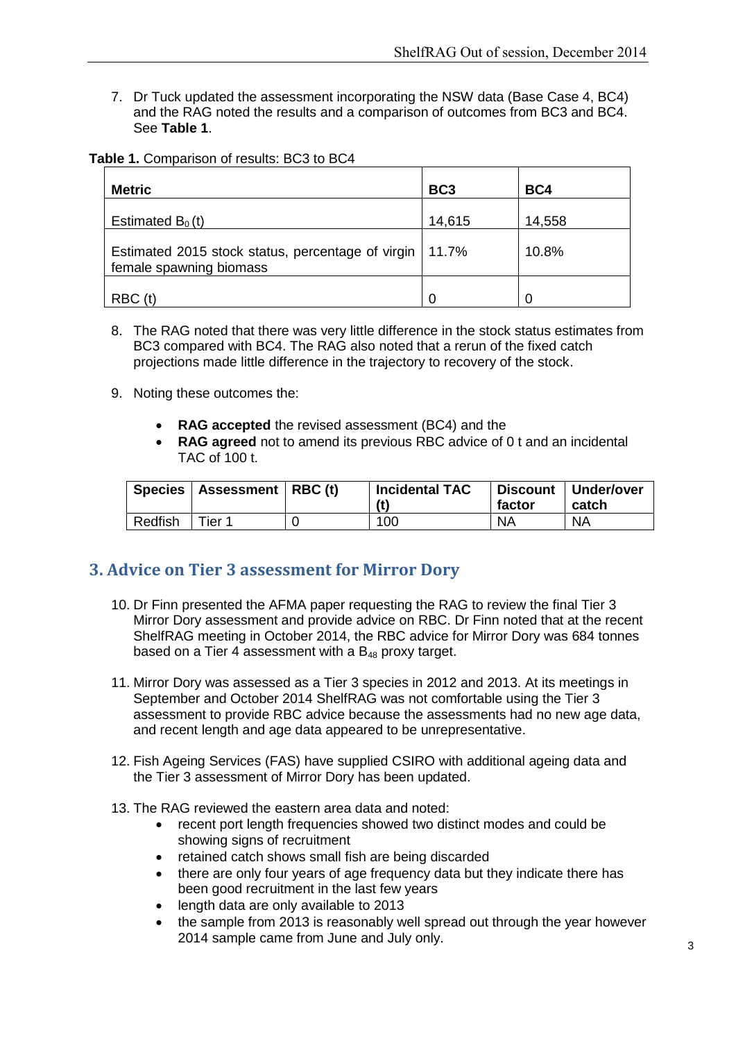7. Dr Tuck updated the assessment incorporating the NSW data (Base Case 4, BC4) and the RAG noted the results and a comparison of outcomes from BC3 and BC4. See **Table 1**.

**Table 1.** Comparison of results: BC3 to BC4

| Metric | BC3 | BC4 |
|---|---|---|
| Estimated $B_0$ (t) | 14,615 | 14,558 |
| Estimated 2015 stock status, percentage of virgin female spawning biomass | 11.7% | 10.8% |
| RBC (t) | 0 | 0 |

8. The RAG noted that there was very little difference in the stock status estimates from BC3 compared with BC4. The RAG also noted that a rerun of the fixed catch projections made little difference in the trajectory to recovery of the stock.

9. Noting these outcomes the:

   - **RAG accepted** the revised assessment (BC4) and the
   - **RAG agreed** not to amend its previous RBC advice of 0 t and an incidental TAC of 100 t.

| Species | Assessment | RBC (t) | Incidental TAC (t) | Discount factor | Under/over catch |
|---|---|---|---|---|---|
| Redfish | Tier 1 | 0 | 100 | NA | NA |

## 3. Advice on Tier 3 assessment for Mirror Dory

10. Dr Finn presented the AFMA paper requesting the RAG to review the final Tier 3 Mirror Dory assessment and provide advice on RBC. Dr Finn noted that at the recent ShelfRAG meeting in October 2014, the RBC advice for Mirror Dory was 684 tonnes based on a Tier 4 assessment with a $B_{48}$ proxy target.

11. Mirror Dory was assessed as a Tier 3 species in 2012 and 2013. At its meetings in September and October 2014 ShelfRAG was not comfortable using the Tier 3 assessment to provide RBC advice because the assessments had no new age data, and recent length and age data appeared to be unrepresentative.

12. Fish Ageing Services (FAS) have supplied CSIRO with additional ageing data and the Tier 3 assessment of Mirror Dory has been updated.

13. The RAG reviewed the eastern area data and noted:
    - recent port length frequencies showed two distinct modes and could be showing signs of recruitment
    - retained catch shows small fish are being discarded
    - there are only four years of age frequency data but they indicate there has been good recruitment in the last few years
    - length data are only available to 2013
    - the sample from 2013 is reasonably well spread out through the year however 2014 sample came from June and July only.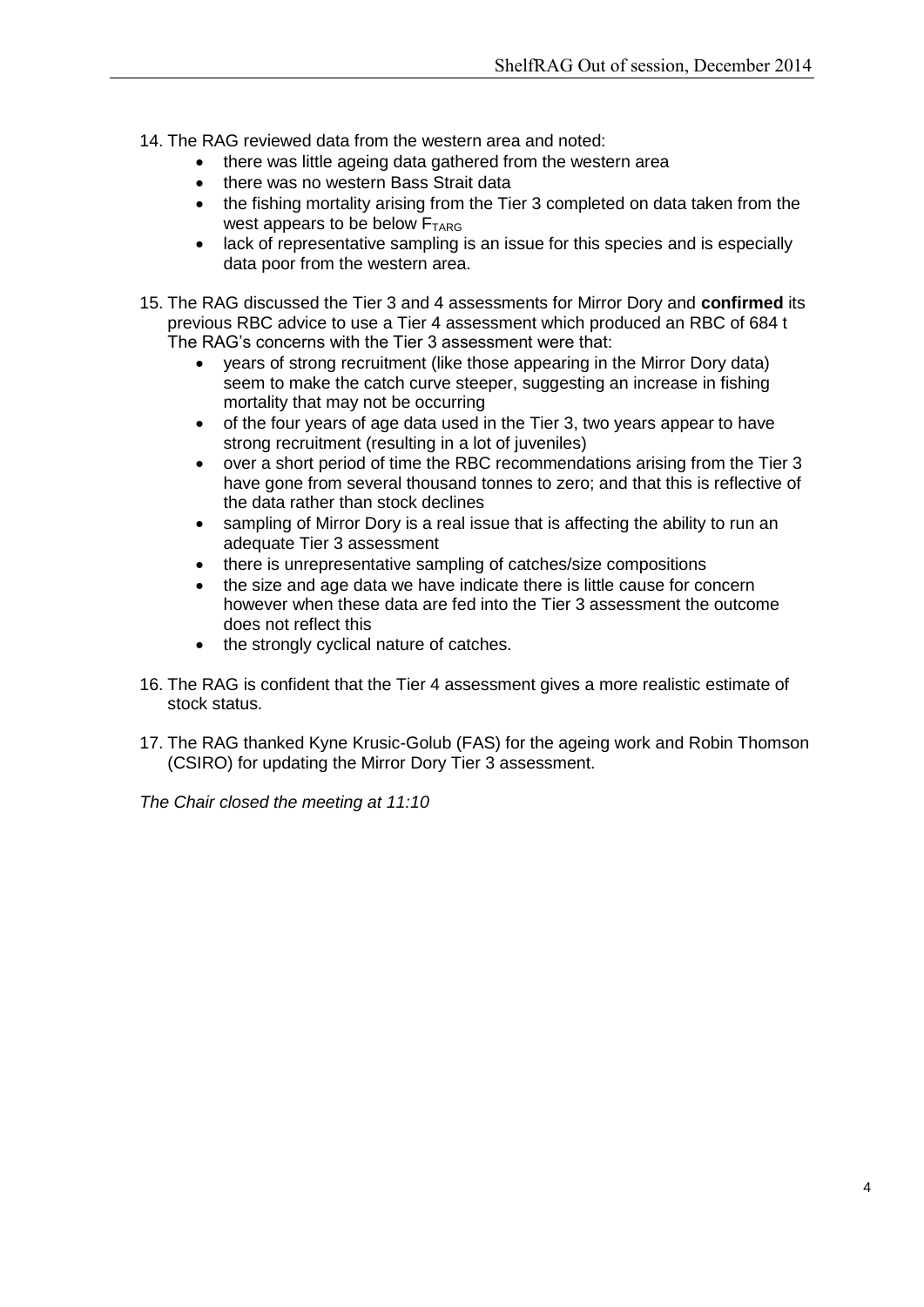14. The RAG reviewed data from the western area and noted:
    - there was little ageing data gathered from the western area
    - there was no western Bass Strait data
    - the fishing mortality arising from the Tier 3 completed on data taken from the west appears to be below $F_{TARG}$
    - lack of representative sampling is an issue for this species and is especially data poor from the western area.

15. The RAG discussed the Tier 3 and 4 assessments for Mirror Dory and **confirmed** its previous RBC advice to use a Tier 4 assessment which produced an RBC of 684 t The RAG's concerns with the Tier 3 assessment were that:
    - years of strong recruitment (like those appearing in the Mirror Dory data) seem to make the catch curve steeper, suggesting an increase in fishing mortality that may not be occurring
    - of the four years of age data used in the Tier 3, two years appear to have strong recruitment (resulting in a lot of juveniles)
    - over a short period of time the RBC recommendations arising from the Tier 3 have gone from several thousand tonnes to zero; and that this is reflective of the data rather than stock declines
    - sampling of Mirror Dory is a real issue that is affecting the ability to run an adequate Tier 3 assessment
    - there is unrepresentative sampling of catches/size compositions
    - the size and age data we have indicate there is little cause for concern however when these data are fed into the Tier 3 assessment the outcome does not reflect this
    - the strongly cyclical nature of catches.

16. The RAG is confident that the Tier 4 assessment gives a more realistic estimate of stock status.

17. The RAG thanked Kyne Krusic-Golub (FAS) for the ageing work and Robin Thomson (CSIRO) for updating the Mirror Dory Tier 3 assessment.

*The Chair closed the meeting at 11:10*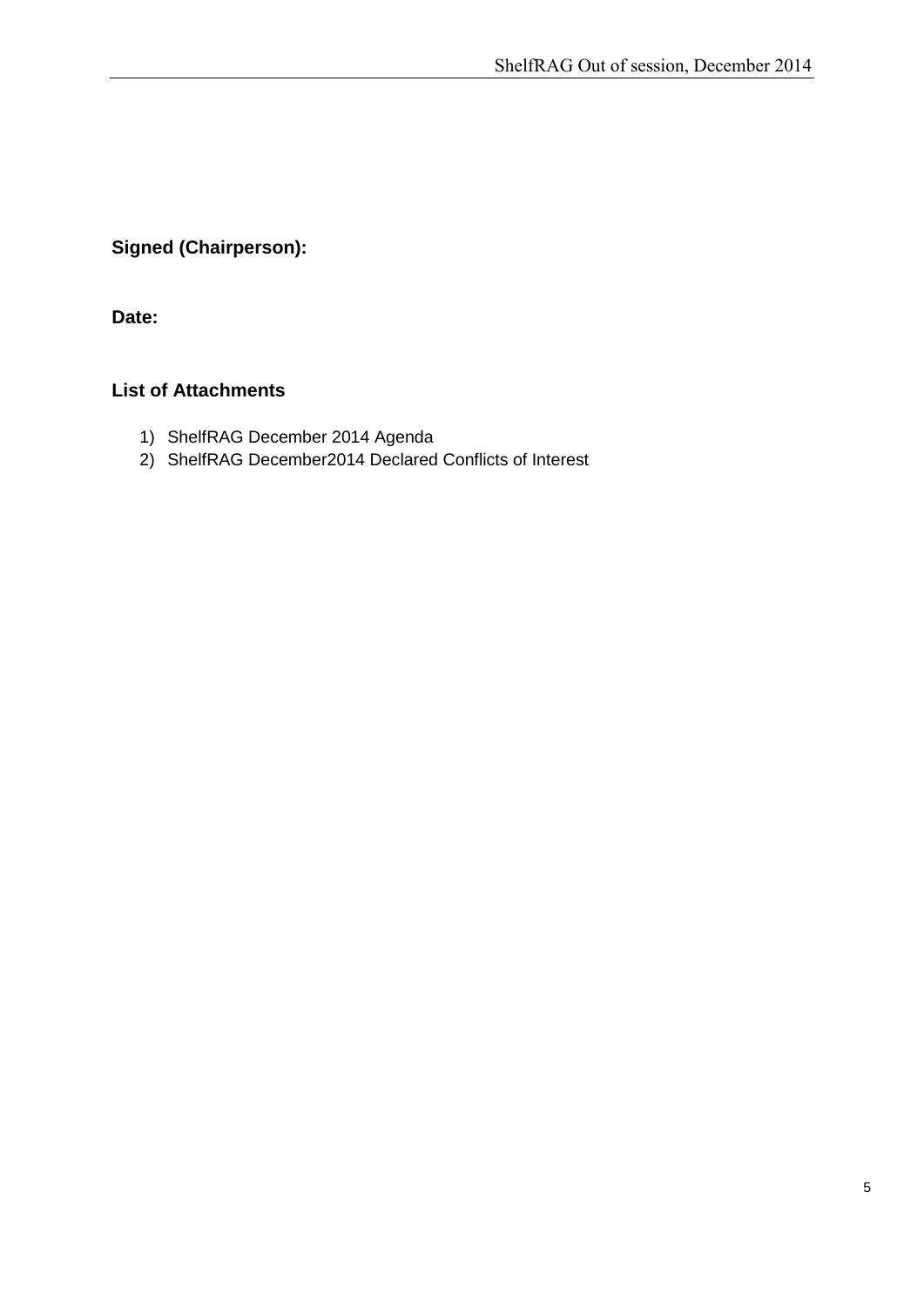**Signed (Chairperson):**

**Date:**

**List of Attachments**

1) ShelfRAG December 2014 Agenda
2) ShelfRAG December2014 Declared Conflicts of Interest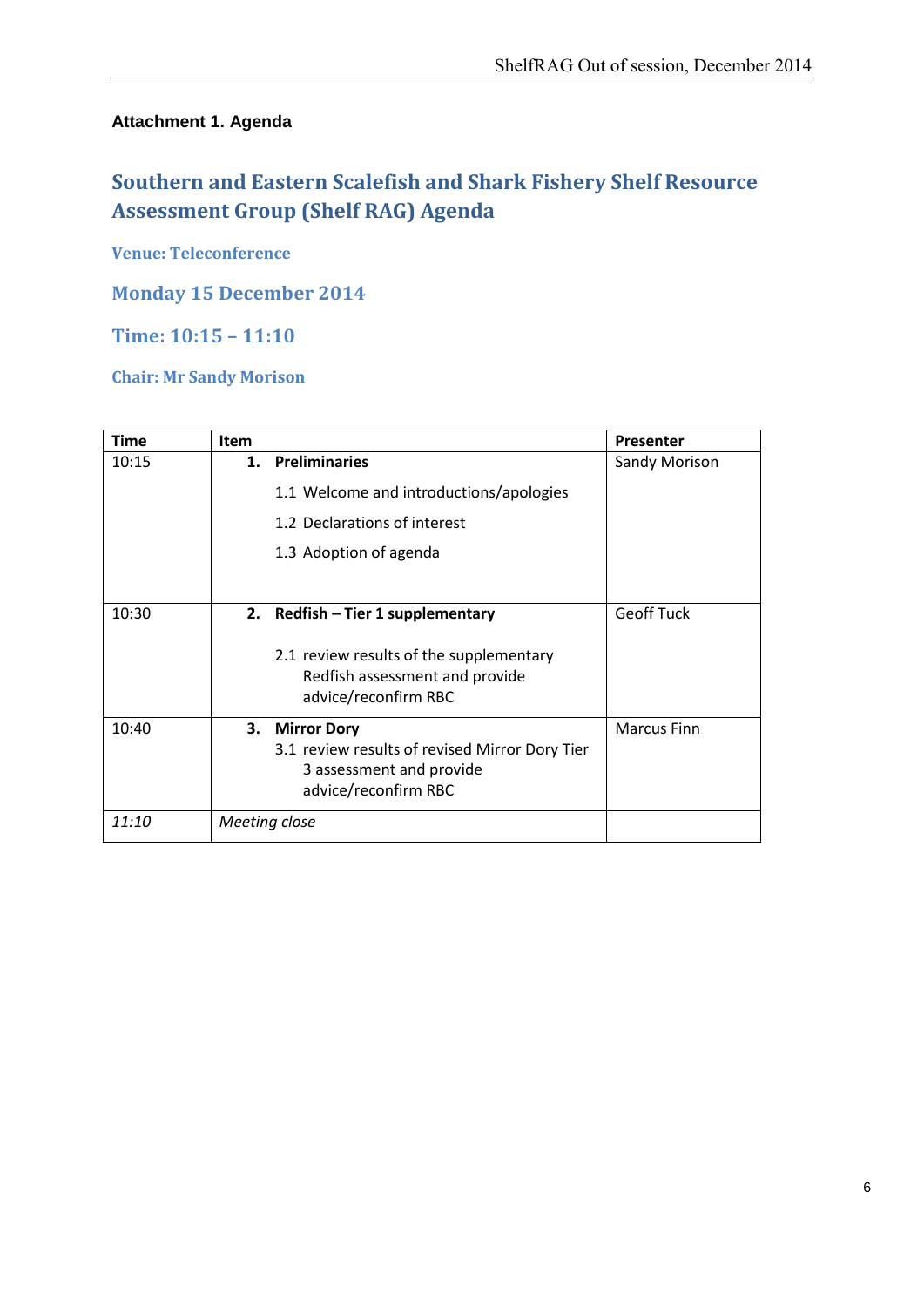**Attachment 1. Agenda**

# Southern and Eastern Scalefish and Shark Fishery Shelf Resource Assessment Group (Shelf RAG) Agenda

**Venue: Teleconference**

## Monday 15 December 2014

## Time: 10:15 – 11:10

**Chair: Mr Sandy Morison**

| Time | Item | Presenter |
|---|---|---|
| 10:15 | **1. Preliminaries**<br>1.1 Welcome and introductions/apologies<br>1.2 Declarations of interest<br>1.3 Adoption of agenda | Sandy Morison |
| 10:30 | **2. Redfish – Tier 1 supplementary**<br>2.1 review results of the supplementary Redfish assessment and provide advice/reconfirm RBC | Geoff Tuck |
| 10:40 | **3. Mirror Dory**<br>3.1 review results of revised Mirror Dory Tier 3 assessment and provide advice/reconfirm RBC | Marcus Finn |
| *11:10* | *Meeting close* | |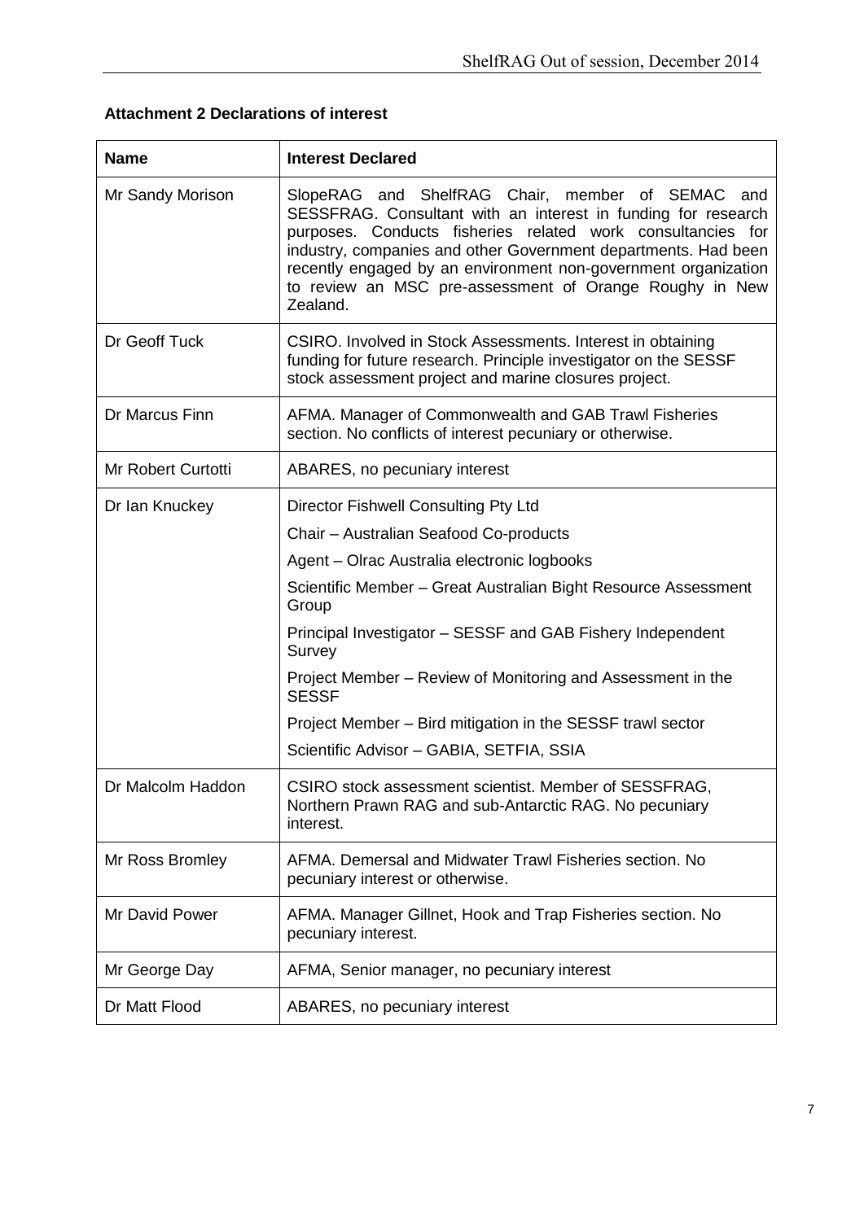**Attachment 2 Declarations of interest**

| Name | Interest Declared |
| --- | --- |
| Mr Sandy Morison | SlopeRAG and ShelfRAG Chair, member of SEMAC and SESSFRAG. Consultant with an interest in funding for research purposes. Conducts fisheries related work consultancies for industry, companies and other Government departments. Had been recently engaged by an environment non-government organization to review an MSC pre-assessment of Orange Roughy in New Zealand. |
| Dr Geoff Tuck | CSIRO. Involved in Stock Assessments. Interest in obtaining funding for future research. Principle investigator on the SESSF stock assessment project and marine closures project. |
| Dr Marcus Finn | AFMA. Manager of Commonwealth and GAB Trawl Fisheries section. No conflicts of interest pecuniary or otherwise. |
| Mr Robert Curtotti | ABARES, no pecuniary interest |
| Dr Ian Knuckey | Director Fishwell Consulting Pty Ltd<br>Chair – Australian Seafood Co-products<br>Agent – Olrac Australia electronic logbooks<br>Scientific Member – Great Australian Bight Resource Assessment Group<br>Principal Investigator – SESSF and GAB Fishery Independent Survey<br>Project Member – Review of Monitoring and Assessment in the SESSF<br>Project Member – Bird mitigation in the SESSF trawl sector<br>Scientific Advisor – GABIA, SETFIA, SSIA |
| Dr Malcolm Haddon | CSIRO stock assessment scientist. Member of SESSFRAG, Northern Prawn RAG and sub-Antarctic RAG. No pecuniary interest. |
| Mr Ross Bromley | AFMA. Demersal and Midwater Trawl Fisheries section. No pecuniary interest or otherwise. |
| Mr David Power | AFMA. Manager Gillnet, Hook and Trap Fisheries section. No pecuniary interest. |
| Mr George Day | AFMA, Senior manager, no pecuniary interest |
| Dr Matt Flood | ABARES, no pecuniary interest |